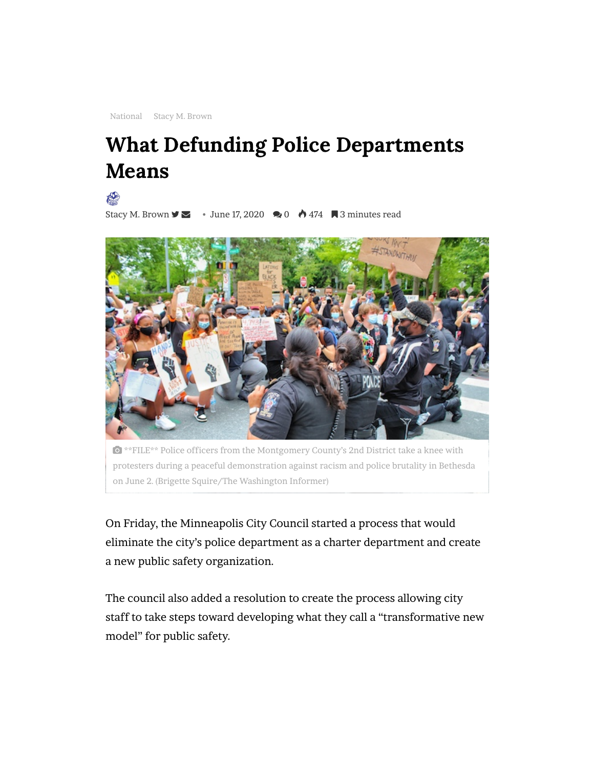National Stacy M. Brown

# What Defunding Police Departments Means

Stacy M. Brown • June 17, 2020 0 474 3 minutes read

**FILE** Police officers from the Montgomery County's 2nd District take a knee with protesters during a peaceful demonstration against racism and police brutality in Bethesda on June 2. (Brigette Squire/The Washington Informer)

On Friday, the Minneapolis City Council started a process that would eliminate the city's police department as a charter department and create a new public safety organization.

The council also added a resolution to create the process allowing city staff to take steps toward developing what they call a "transformative new model" for public safety.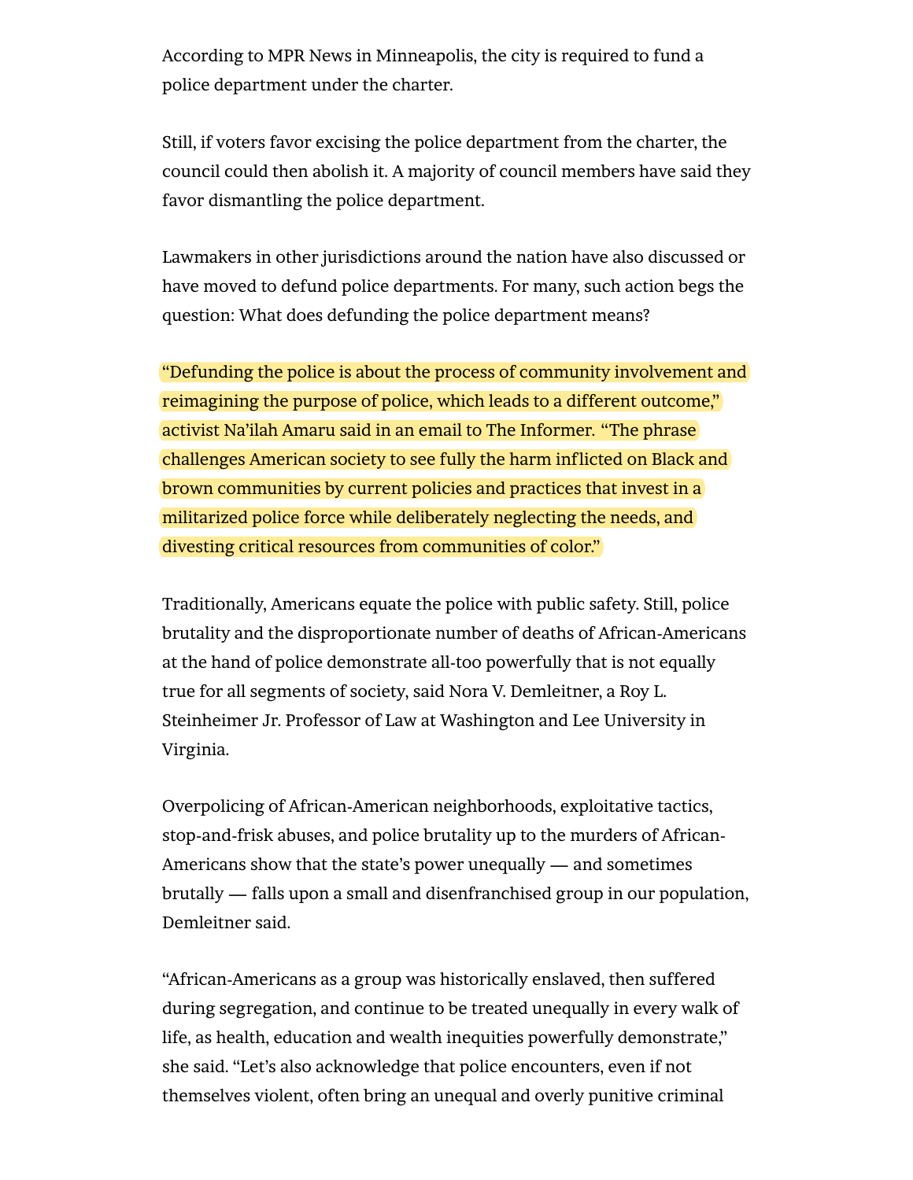According to MPR News in Minneapolis, the city is required to fund a police department under the charter.

Still, if voters favor excising the police department from the charter, the council could then abolish it. A majority of council members have said they favor dismantling the police department.

Lawmakers in other jurisdictions around the nation have also discussed or have moved to defund police departments. For many, such action begs the question: What does defunding the police department means?

"Defunding the police is about the process of community involvement and reimagining the purpose of police, which leads to a different outcome," activist Na'ilah Amaru said in an email to The Informer. "The phrase challenges American society to see fully the harm inflicted on Black and brown communities by current policies and practices that invest in a militarized police force while deliberately neglecting the needs, and divesting critical resources from communities of color."

Traditionally, Americans equate the police with public safety. Still, police brutality and the disproportionate number of deaths of African-Americans at the hand of police demonstrate all-too powerfully that is not equally true for all segments of society, said Nora V. Demleitner, a Roy L. Steinheimer Jr. Professor of Law at Washington and Lee University in Virginia.

Overpolicing of African-American neighborhoods, exploitative tactics, stop-and-frisk abuses, and police brutality up to the murders of African-Americans show that the state's power unequally — and sometimes brutally — falls upon a small and disenfranchised group in our population, Demleitner said.

"African-Americans as a group was historically enslaved, then suffered during segregation, and continue to be treated unequally in every walk of life, as health, education and wealth inequities powerfully demonstrate," she said. "Let's also acknowledge that police encounters, even if not themselves violent, often bring an unequal and overly punitive criminal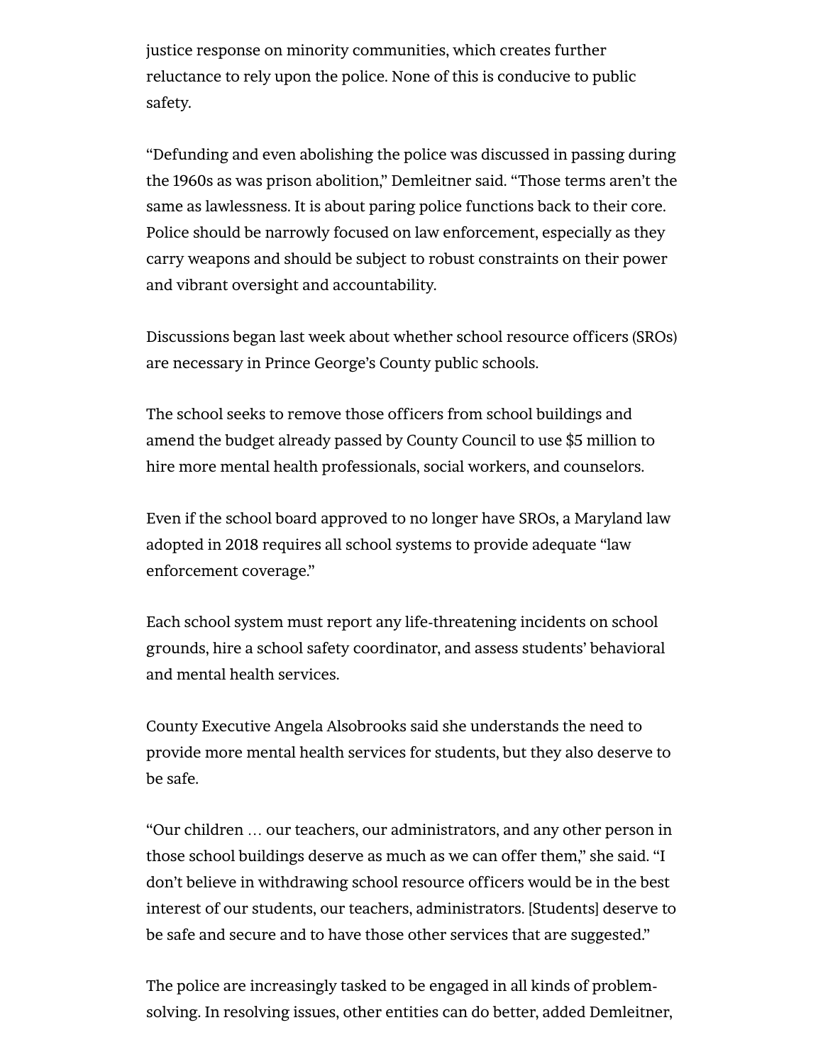justice response on minority communities, which creates further reluctance to rely upon the police. None of this is conducive to public safety.

"Defunding and even abolishing the police was discussed in passing during the 1960s as was prison abolition," Demleitner said. "Those terms aren't the same as lawlessness. It is about paring police functions back to their core. Police should be narrowly focused on law enforcement, especially as they carry weapons and should be subject to robust constraints on their power and vibrant oversight and accountability.

Discussions began last week about whether school resource officers (SROs) are necessary in Prince George's County public schools.

The school seeks to remove those officers from school buildings and amend the budget already passed by County Council to use $5 million to hire more mental health professionals, social workers, and counselors.

Even if the school board approved to no longer have SROs, a Maryland law adopted in 2018 requires all school systems to provide adequate "law enforcement coverage."

Each school system must report any life-threatening incidents on school grounds, hire a school safety coordinator, and assess students' behavioral and mental health services.

County Executive Angela Alsobrooks said she understands the need to provide more mental health services for students, but they also deserve to be safe.

"Our children … our teachers, our administrators, and any other person in those school buildings deserve as much as we can offer them," she said. "I don't believe in withdrawing school resource officers would be in the best interest of our students, our teachers, administrators. [Students] deserve to be safe and secure and to have those other services that are suggested."

The police are increasingly tasked to be engaged in all kinds of problem-solving. In resolving issues, other entities can do better, added Demleitner,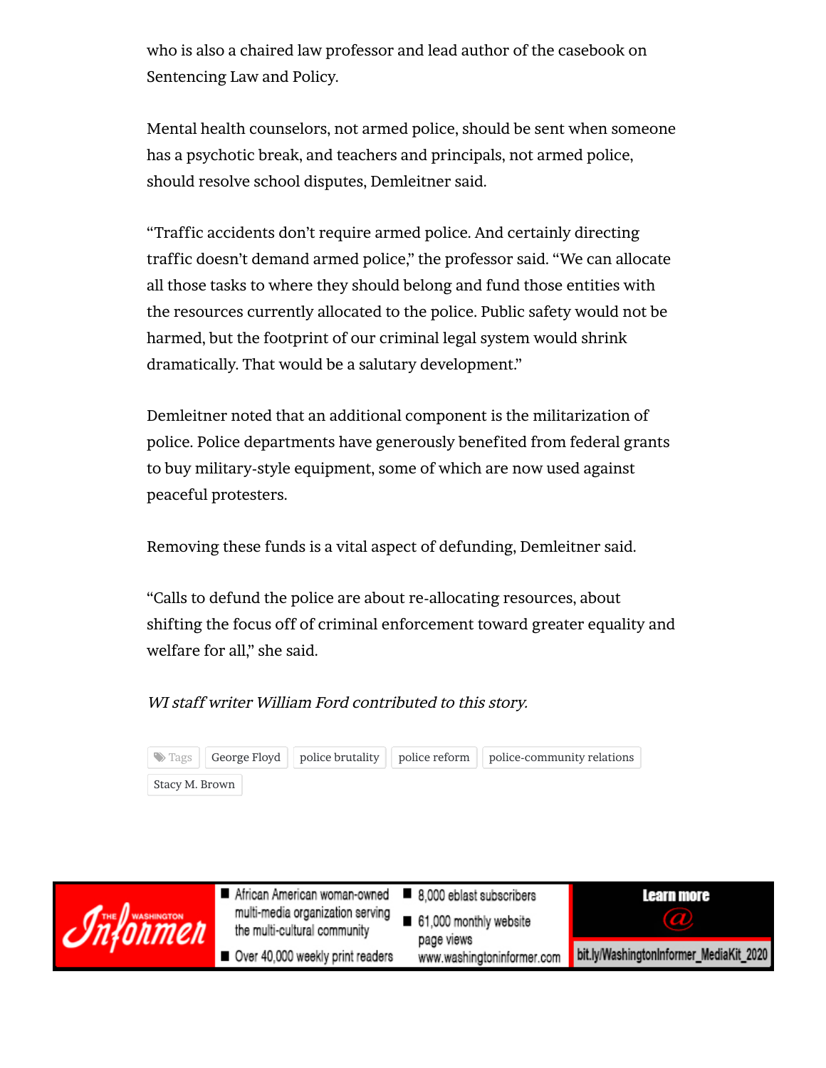who is also a chaired law professor and lead author of the casebook on Sentencing Law and Policy.

Mental health counselors, not armed police, should be sent when someone has a psychotic break, and teachers and principals, not armed police, should resolve school disputes, Demleitner said.

"Traffic accidents don't require armed police. And certainly directing traffic doesn't demand armed police," the professor said. "We can allocate all those tasks to where they should belong and fund those entities with the resources currently allocated to the police. Public safety would not be harmed, but the footprint of our criminal legal system would shrink dramatically. That would be a salutary development."

Demleitner noted that an additional component is the militarization of police. Police departments have generously benefited from federal grants to buy military-style equipment, some of which are now used against peaceful protesters.

Removing these funds is a vital aspect of defunding, Demleitner said.

"Calls to defund the police are about re-allocating resources, about shifting the focus off of criminal enforcement toward greater equality and welfare for all," she said.

*WI staff writer William Ford contributed to this story.*

Tags: George Floyd | police brutality | police reform | police-community relations | Stacy M. Brown

The Washington Informer

- African American woman-owned multi-media organization serving the multi-cultural community
- Over 40,000 weekly print readers
- 8,000 eblast subscribers
- 61,000 monthly website page views www.washingtoninformer.com

Learn more @ bit.ly/WashingtonInformer_MediaKit_2020